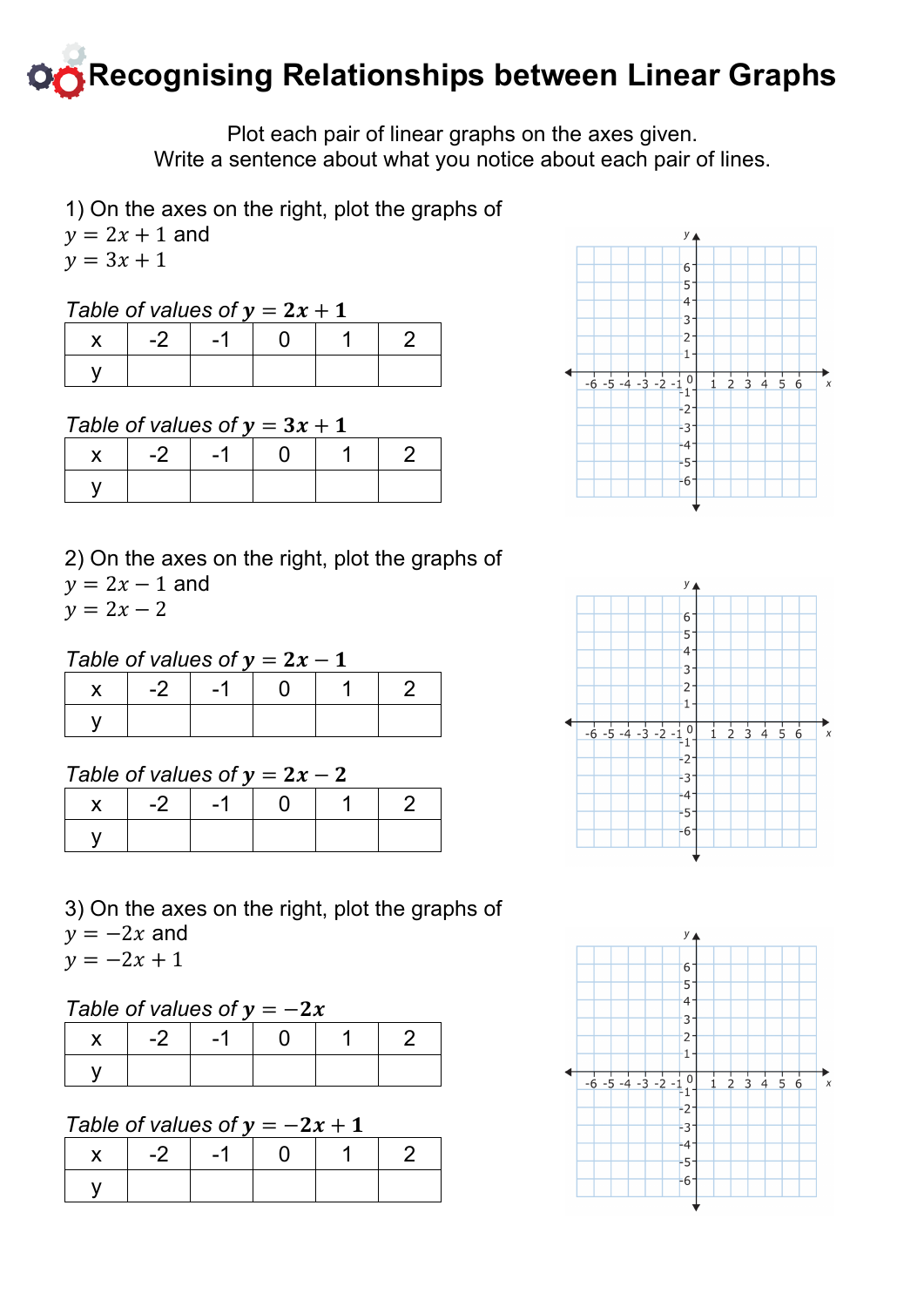# Recognising Relationships between Linear Graphs

Plot each pair of linear graphs on the axes given.
Write a sentence about what you notice about each pair of lines.

1) On the axes on the right, plot the graphs of
$y = 2x + 1$ and
$y = 3x + 1$

*Table of values of* $\boldsymbol{y = 2x + 1}$

| x | -2 | -1 | 0 | 1 | 2 |
|---|---|---|---|---|---|
| y | | | | | |

*Table of values of* $\boldsymbol{y = 3x + 1}$

| x | -2 | -1 | 0 | 1 | 2 |
|---|---|---|---|---|---|
| y | | | | | |

2) On the axes on the right, plot the graphs of
$y = 2x - 1$ and
$y = 2x - 2$

*Table of values of* $\boldsymbol{y = 2x - 1}$

| x | -2 | -1 | 0 | 1 | 2 |
|---|---|---|---|---|---|
| y | | | | | |

*Table of values of* $\boldsymbol{y = 2x - 2}$

| x | -2 | -1 | 0 | 1 | 2 |
|---|---|---|---|---|---|
| y | | | | | |

3) On the axes on the right, plot the graphs of
$y = -2x$ and
$y = -2x + 1$

*Table of values of* $\boldsymbol{y = -2x}$

| x | -2 | -1 | 0 | 1 | 2 |
|---|---|---|---|---|---|
| y | | | | | |

*Table of values of* $\boldsymbol{y = -2x + 1}$

| x | -2 | -1 | 0 | 1 | 2 |
|---|---|---|---|---|---|
| y | | | | | |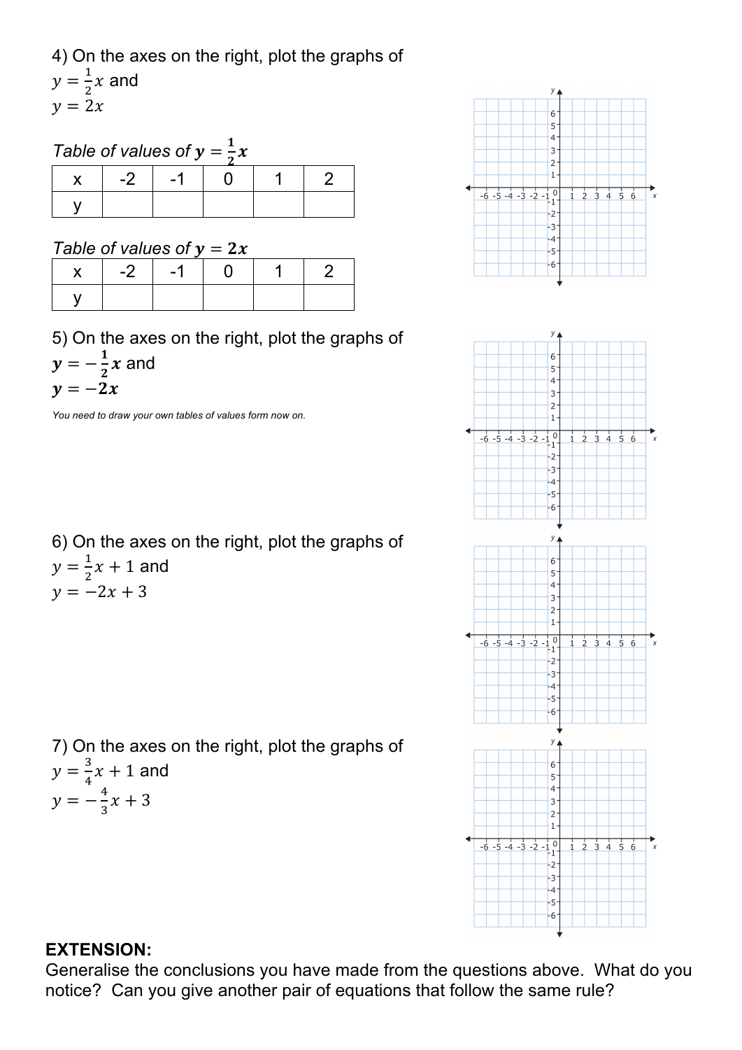4) On the axes on the right, plot the graphs of
$y = \frac{1}{2}x$ and
$y = 2x$

*Table of values of* $\boldsymbol{y = \frac{1}{2}x}$

| x | -2 | -1 | 0 | 1 | 2 |
|---|---|---|---|---|---|
| y | | | | | |

*Table of values of* $\boldsymbol{y = 2x}$

| x | -2 | -1 | 0 | 1 | 2 |
|---|---|---|---|---|---|
| y | | | | | |

y
6
5
4
3
2
1
-6 -5 -4 -3 -2 -1 0 1 2 3 4 5 6 x
-1
-2
-3
-4
-5
-6

5) On the axes on the right, plot the graphs of
$\boldsymbol{y = -\frac{1}{2}x}$ and
$\boldsymbol{y = -2x}$

*You need to draw your own tables of values form now on.*

y
6
5
4
3
2
1
-6 -5 -4 -3 -2 -1 0 1 2 3 4 5 6 x
-1
-2
-3
-4
-5
-6

6) On the axes on the right, plot the graphs of
$y = \frac{1}{2}x + 1$ and
$y = -2x + 3$

y
6
5
4
3
2
1
-6 -5 -4 -3 -2 -1 0 1 2 3 4 5 6 x
-1
-2
-3
-4
-5
-6

7) On the axes on the right, plot the graphs of
$y = \frac{3}{4}x + 1$ and
$y = -\frac{4}{3}x + 3$

y
6
5
4
3
2
1
-6 -5 -4 -3 -2 -1 0 1 2 3 4 5 6 x
-1
-2
-3
-4
-5
-6

**EXTENSION:**
Generalise the conclusions you have made from the questions above. What do you notice? Can you give another pair of equations that follow the same rule?